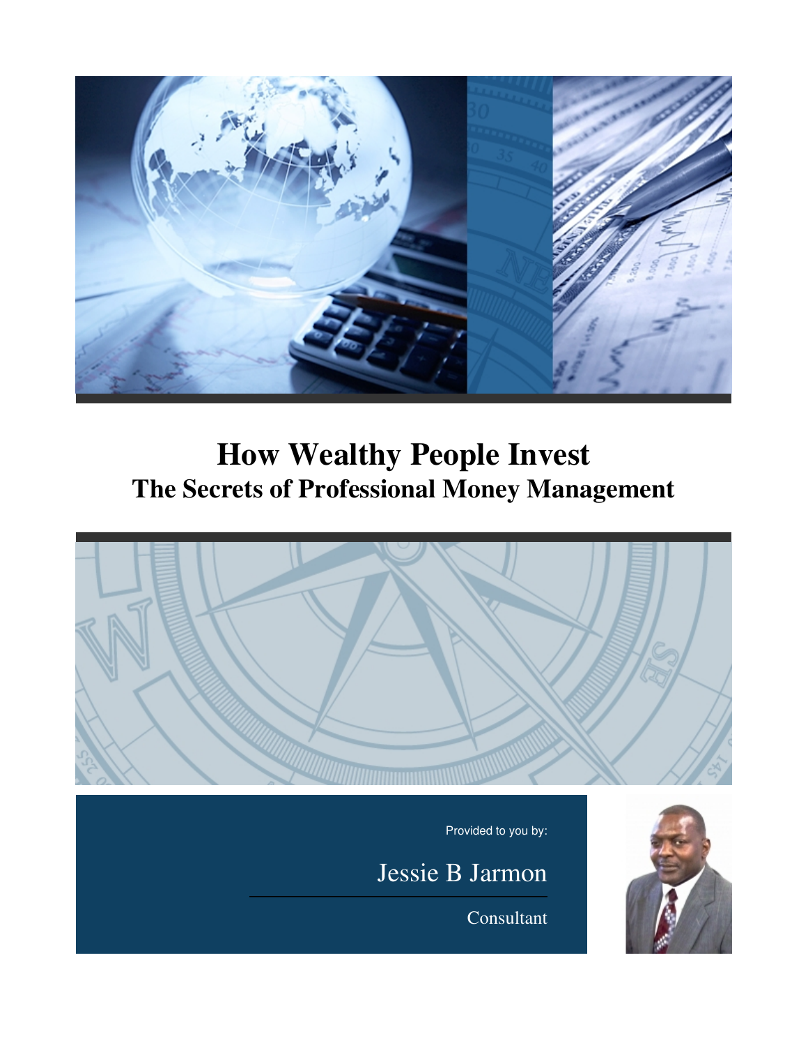# How Wealthy People Invest
## The Secrets of Professional Money Management

Provided to you by:

Jessie B Jarmon

Consultant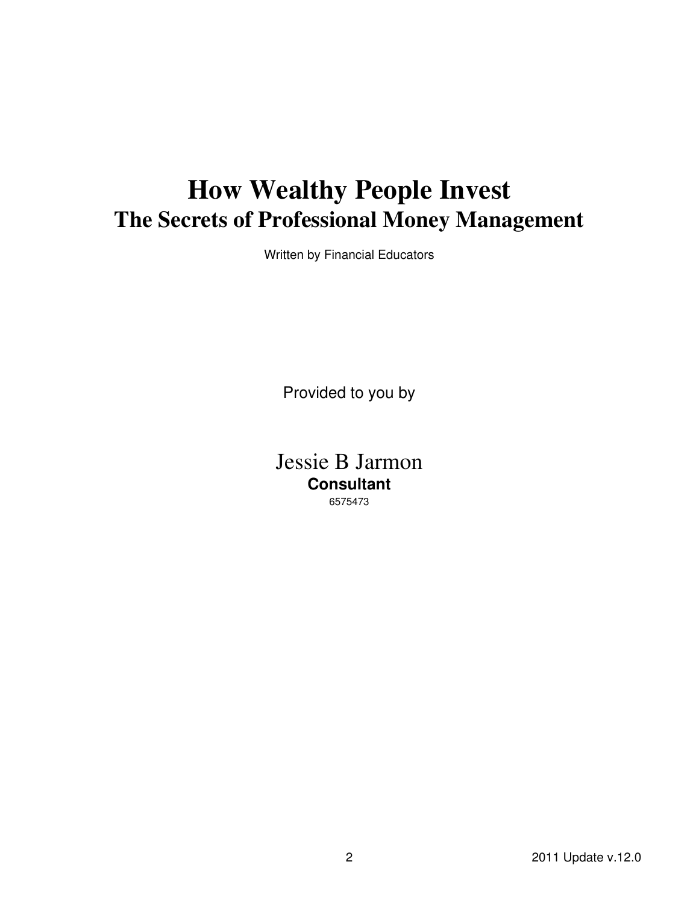# How Wealthy People Invest

## The Secrets of Professional Money Management

Written by Financial Educators

Provided to you by

Jessie B Jarmon

**Consultant**

6575473

2011 Update v.12.0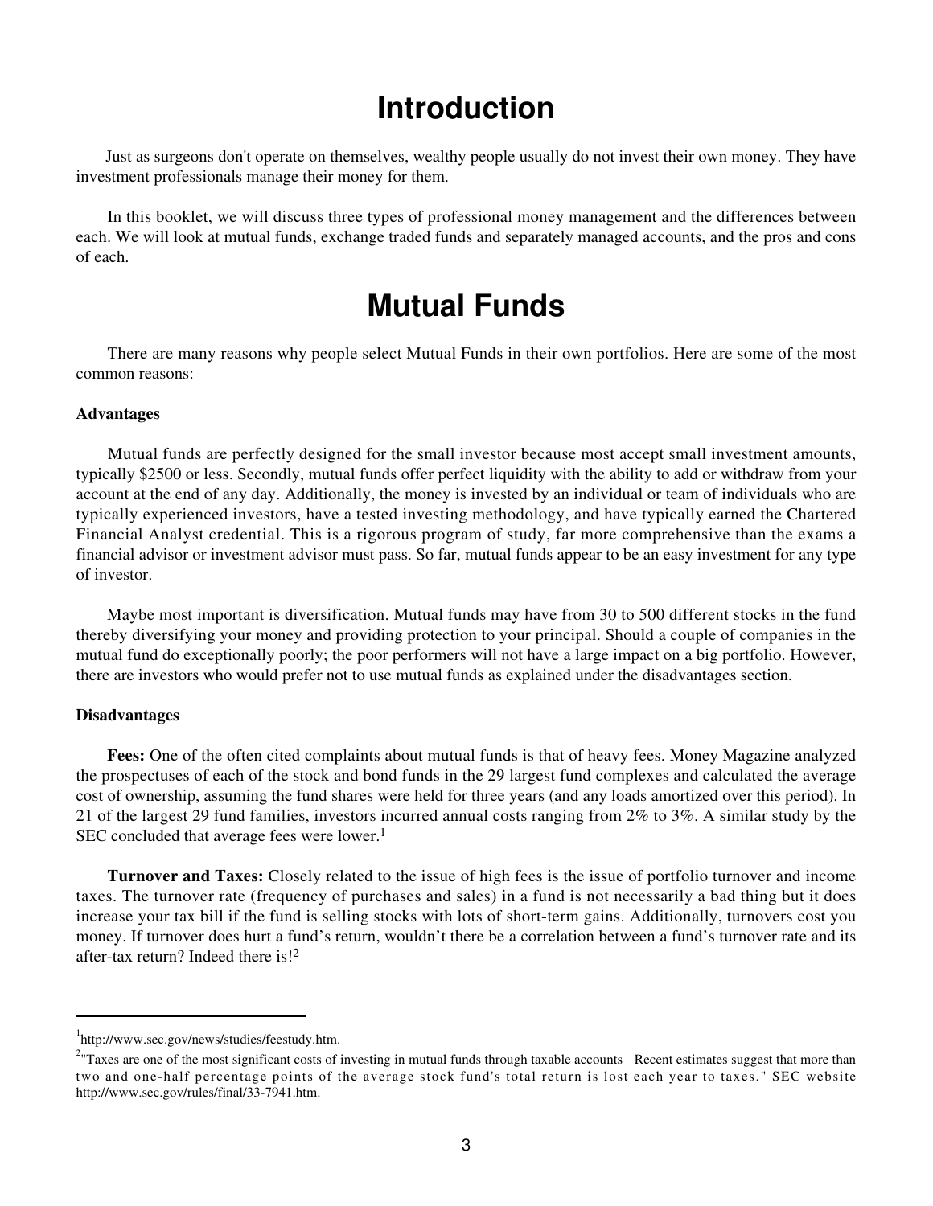# Introduction

Just as surgeons don't operate on themselves, wealthy people usually do not invest their own money. They have investment professionals manage their money for them.

In this booklet, we will discuss three types of professional money management and the differences between each. We will look at mutual funds, exchange traded funds and separately managed accounts, and the pros and cons of each.

# Mutual Funds

There are many reasons why people select Mutual Funds in their own portfolios. Here are some of the most common reasons:

**Advantages**

Mutual funds are perfectly designed for the small investor because most accept small investment amounts, typically $2500 or less. Secondly, mutual funds offer perfect liquidity with the ability to add or withdraw from your account at the end of any day. Additionally, the money is invested by an individual or team of individuals who are typically experienced investors, have a tested investing methodology, and have typically earned the Chartered Financial Analyst credential. This is a rigorous program of study, far more comprehensive than the exams a financial advisor or investment advisor must pass. So far, mutual funds appear to be an easy investment for any type of investor.

Maybe most important is diversification. Mutual funds may have from 30 to 500 different stocks in the fund thereby diversifying your money and providing protection to your principal. Should a couple of companies in the mutual fund do exceptionally poorly; the poor performers will not have a large impact on a big portfolio. However, there are investors who would prefer not to use mutual funds as explained under the disadvantages section.

**Disadvantages**

**Fees:** One of the often cited complaints about mutual funds is that of heavy fees. Money Magazine analyzed the prospectuses of each of the stock and bond funds in the 29 largest fund complexes and calculated the average cost of ownership, assuming the fund shares were held for three years (and any loads amortized over this period). In 21 of the largest 29 fund families, investors incurred annual costs ranging from 2% to 3%. A similar study by the SEC concluded that average fees were lower.[1]

**Turnover and Taxes:** Closely related to the issue of high fees is the issue of portfolio turnover and income taxes. The turnover rate (frequency of purchases and sales) in a fund is not necessarily a bad thing but it does increase your tax bill if the fund is selling stocks with lots of short-term gains. Additionally, turnovers cost you money. If turnover does hurt a fund's return, wouldn't there be a correlation between a fund's turnover rate and its after-tax return? Indeed there is![2]

---

[1] http://www.sec.gov/news/studies/feestudy.htm.

[2] "Taxes are one of the most significant costs of investing in mutual funds through taxable accounts Recent estimates suggest that more than two and one-half percentage points of the average stock fund's total return is lost each year to taxes." SEC website http://www.sec.gov/rules/final/33-7941.htm.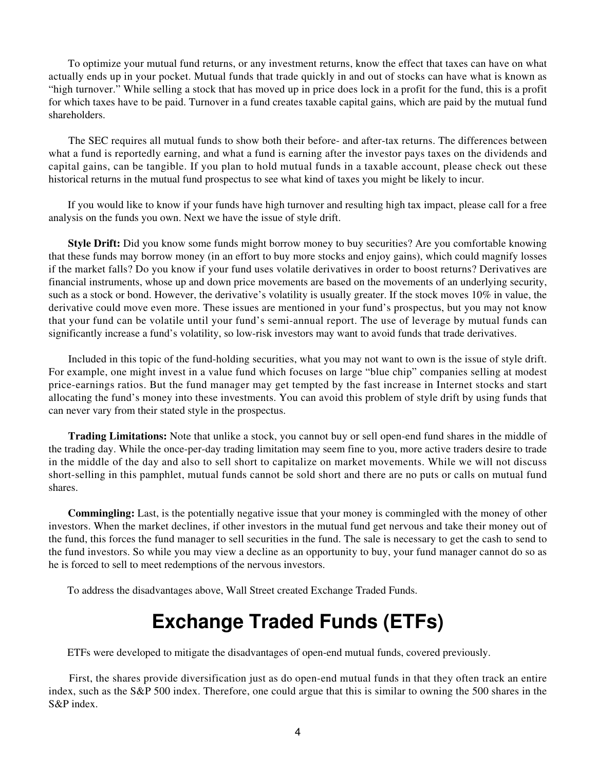To optimize your mutual fund returns, or any investment returns, know the effect that taxes can have on what actually ends up in your pocket. Mutual funds that trade quickly in and out of stocks can have what is known as "high turnover." While selling a stock that has moved up in price does lock in a profit for the fund, this is a profit for which taxes have to be paid. Turnover in a fund creates taxable capital gains, which are paid by the mutual fund shareholders.

The SEC requires all mutual funds to show both their before- and after-tax returns. The differences between what a fund is reportedly earning, and what a fund is earning after the investor pays taxes on the dividends and capital gains, can be tangible. If you plan to hold mutual funds in a taxable account, please check out these historical returns in the mutual fund prospectus to see what kind of taxes you might be likely to incur.

If you would like to know if your funds have high turnover and resulting high tax impact, please call for a free analysis on the funds you own. Next we have the issue of style drift.

**Style Drift:** Did you know some funds might borrow money to buy securities? Are you comfortable knowing that these funds may borrow money (in an effort to buy more stocks and enjoy gains), which could magnify losses if the market falls? Do you know if your fund uses volatile derivatives in order to boost returns? Derivatives are financial instruments, whose up and down price movements are based on the movements of an underlying security, such as a stock or bond. However, the derivative's volatility is usually greater. If the stock moves 10% in value, the derivative could move even more. These issues are mentioned in your fund's prospectus, but you may not know that your fund can be volatile until your fund's semi-annual report. The use of leverage by mutual funds can significantly increase a fund's volatility, so low-risk investors may want to avoid funds that trade derivatives.

Included in this topic of the fund-holding securities, what you may not want to own is the issue of style drift. For example, one might invest in a value fund which focuses on large "blue chip" companies selling at modest price-earnings ratios. But the fund manager may get tempted by the fast increase in Internet stocks and start allocating the fund's money into these investments. You can avoid this problem of style drift by using funds that can never vary from their stated style in the prospectus.

**Trading Limitations:** Note that unlike a stock, you cannot buy or sell open-end fund shares in the middle of the trading day. While the once-per-day trading limitation may seem fine to you, more active traders desire to trade in the middle of the day and also to sell short to capitalize on market movements. While we will not discuss short-selling in this pamphlet, mutual funds cannot be sold short and there are no puts or calls on mutual fund shares.

**Commingling:** Last, is the potentially negative issue that your money is commingled with the money of other investors. When the market declines, if other investors in the mutual fund get nervous and take their money out of the fund, this forces the fund manager to sell securities in the fund. The sale is necessary to get the cash to send to the fund investors. So while you may view a decline as an opportunity to buy, your fund manager cannot do so as he is forced to sell to meet redemptions of the nervous investors.

To address the disadvantages above, Wall Street created Exchange Traded Funds.

# Exchange Traded Funds (ETFs)

ETFs were developed to mitigate the disadvantages of open-end mutual funds, covered previously.

First, the shares provide diversification just as do open-end mutual funds in that they often track an entire index, such as the S&P 500 index. Therefore, one could argue that this is similar to owning the 500 shares in the S&P index.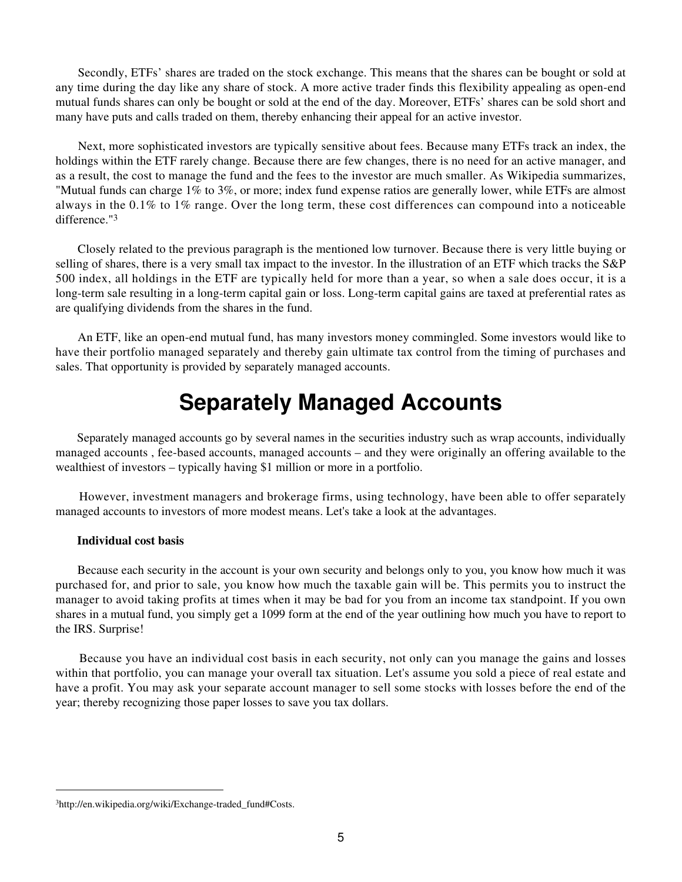Secondly, ETFs' shares are traded on the stock exchange. This means that the shares can be bought or sold at any time during the day like any share of stock. A more active trader finds this flexibility appealing as open-end mutual funds shares can only be bought or sold at the end of the day. Moreover, ETFs' shares can be sold short and many have puts and calls traded on them, thereby enhancing their appeal for an active investor.

Next, more sophisticated investors are typically sensitive about fees. Because many ETFs track an index, the holdings within the ETF rarely change. Because there are few changes, there is no need for an active manager, and as a result, the cost to manage the fund and the fees to the investor are much smaller. As Wikipedia summarizes, "Mutual funds can charge 1% to 3%, or more; index fund expense ratios are generally lower, while ETFs are almost always in the 0.1% to 1% range. Over the long term, these cost differences can compound into a noticeable difference."[3]

Closely related to the previous paragraph is the mentioned low turnover. Because there is very little buying or selling of shares, there is a very small tax impact to the investor. In the illustration of an ETF which tracks the S&P 500 index, all holdings in the ETF are typically held for more than a year, so when a sale does occur, it is a long-term sale resulting in a long-term capital gain or loss. Long-term capital gains are taxed at preferential rates as are qualifying dividends from the shares in the fund.

An ETF, like an open-end mutual fund, has many investors money commingled. Some investors would like to have their portfolio managed separately and thereby gain ultimate tax control from the timing of purchases and sales. That opportunity is provided by separately managed accounts.

# Separately Managed Accounts

Separately managed accounts go by several names in the securities industry such as wrap accounts, individually managed accounts , fee-based accounts, managed accounts – and they were originally an offering available to the wealthiest of investors – typically having $1 million or more in a portfolio.

However, investment managers and brokerage firms, using technology, have been able to offer separately managed accounts to investors of more modest means. Let's take a look at the advantages.

**Individual cost basis**

Because each security in the account is your own security and belongs only to you, you know how much it was purchased for, and prior to sale, you know how much the taxable gain will be. This permits you to instruct the manager to avoid taking profits at times when it may be bad for you from an income tax standpoint. If you own shares in a mutual fund, you simply get a 1099 form at the end of the year outlining how much you have to report to the IRS. Surprise!

Because you have an individual cost basis in each security, not only can you manage the gains and losses within that portfolio, you can manage your overall tax situation. Let's assume you sold a piece of real estate and have a profit. You may ask your separate account manager to sell some stocks with losses before the end of the year; thereby recognizing those paper losses to save you tax dollars.

---

[3] http://en.wikipedia.org/wiki/Exchange-traded_fund#Costs.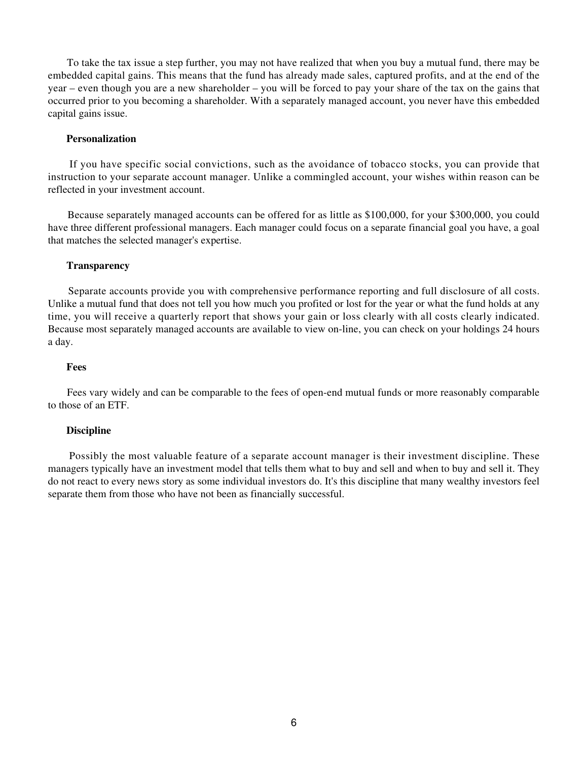To take the tax issue a step further, you may not have realized that when you buy a mutual fund, there may be embedded capital gains. This means that the fund has already made sales, captured profits, and at the end of the year – even though you are a new shareholder – you will be forced to pay your share of the tax on the gains that occurred prior to you becoming a shareholder. With a separately managed account, you never have this embedded capital gains issue.

**Personalization**

If you have specific social convictions, such as the avoidance of tobacco stocks, you can provide that instruction to your separate account manager. Unlike a commingled account, your wishes within reason can be reflected in your investment account.

Because separately managed accounts can be offered for as little as $100,000, for your $300,000, you could have three different professional managers. Each manager could focus on a separate financial goal you have, a goal that matches the selected manager's expertise.

**Transparency**

Separate accounts provide you with comprehensive performance reporting and full disclosure of all costs. Unlike a mutual fund that does not tell you how much you profited or lost for the year or what the fund holds at any time, you will receive a quarterly report that shows your gain or loss clearly with all costs clearly indicated. Because most separately managed accounts are available to view on-line, you can check on your holdings 24 hours a day.

**Fees**

Fees vary widely and can be comparable to the fees of open-end mutual funds or more reasonably comparable to those of an ETF.

**Discipline**

Possibly the most valuable feature of a separate account manager is their investment discipline. These managers typically have an investment model that tells them what to buy and sell and when to buy and sell it. They do not react to every news story as some individual investors do. It's this discipline that many wealthy investors feel separate them from those who have not been as financially successful.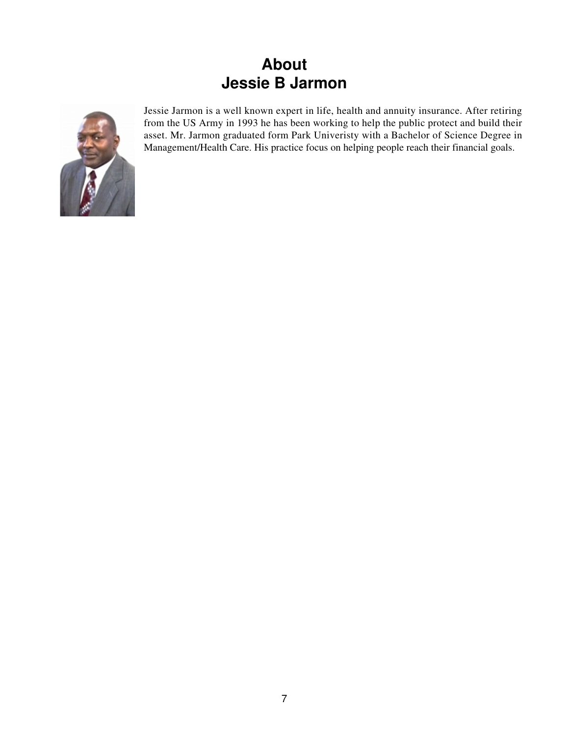# About
# Jessie B Jarmon

Jessie Jarmon is a well known expert in life, health and annuity insurance. After retiring from the US Army in 1993 he has been working to help the public protect and build their asset. Mr. Jarmon graduated form Park Univeristy with a Bachelor of Science Degree in Management/Health Care. His practice focus on helping people reach their financial goals.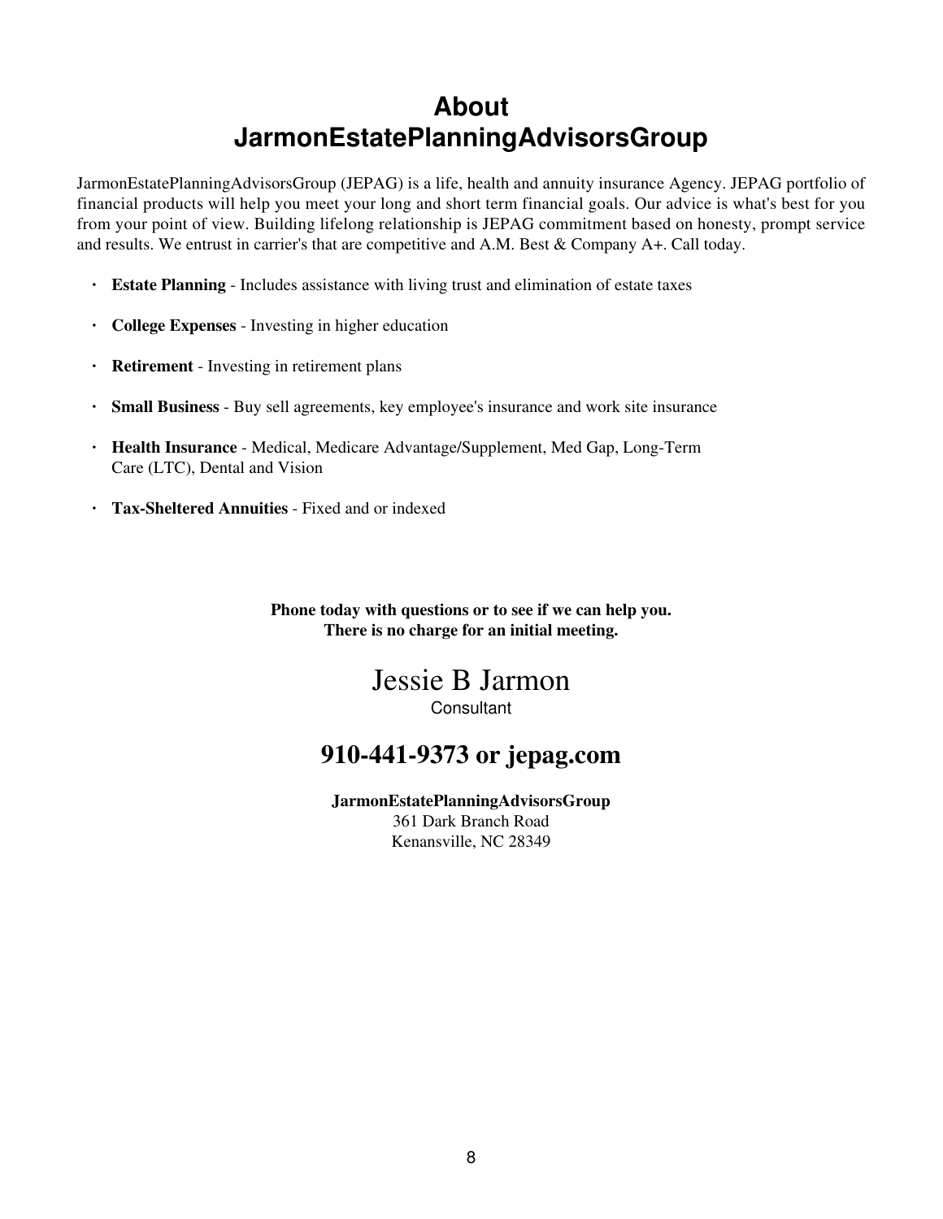# About JarmonEstatePlanningAdvisorsGroup

JarmonEstatePlanningAdvisorsGroup (JEPAG) is a life, health and annuity insurance Agency. JEPAG portfolio of financial products will help you meet your long and short term financial goals. Our advice is what's best for you from your point of view. Building lifelong relationship is JEPAG commitment based on honesty, prompt service and results. We entrust in carrier's that are competitive and A.M. Best & Company A+. Call today.

- **Estate Planning** - Includes assistance with living trust and elimination of estate taxes
- **College Expenses** - Investing in higher education
- **Retirement** - Investing in retirement plans
- **Small Business** - Buy sell agreements, key employee's insurance and work site insurance
- **Health Insurance** - Medical, Medicare Advantage/Supplement, Med Gap, Long-Term Care (LTC), Dental and Vision
- **Tax-Sheltered Annuities** - Fixed and or indexed

**Phone today with questions or to see if we can help you.**
**There is no charge for an initial meeting.**

Jessie B Jarmon
Consultant

## 910-441-9373 or jepag.com

**JarmonEstatePlanningAdvisorsGroup**
361 Dark Branch Road
Kenansville, NC 28349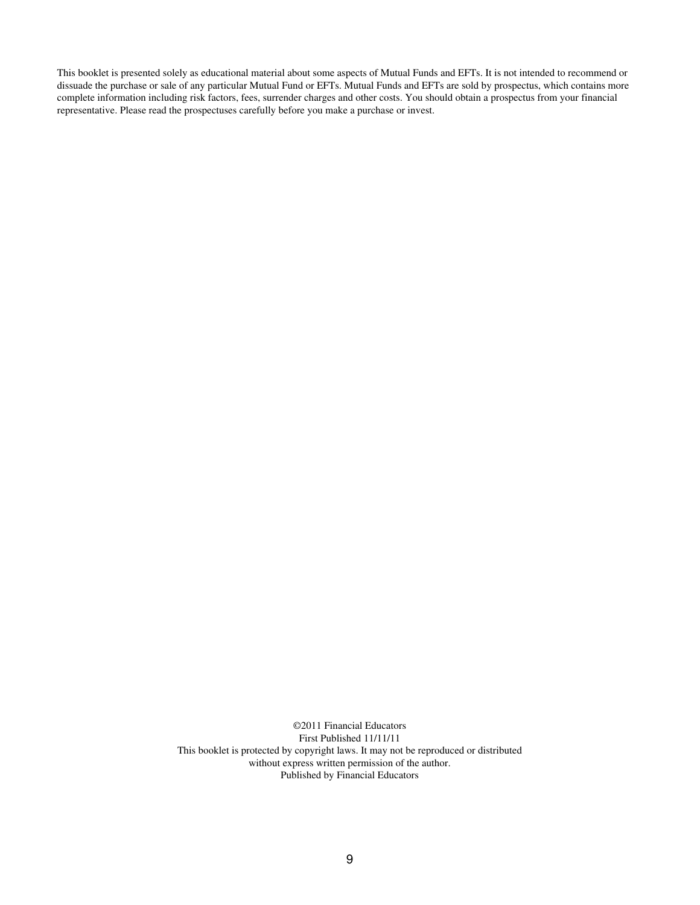This booklet is presented solely as educational material about some aspects of Mutual Funds and EFTs. It is not intended to recommend or dissuade the purchase or sale of any particular Mutual Fund or EFTs. Mutual Funds and EFTs are sold by prospectus, which contains more complete information including risk factors, fees, surrender charges and other costs. You should obtain a prospectus from your financial representative. Please read the prospectuses carefully before you make a purchase or invest.

©2011 Financial Educators
First Published 11/11/11
This booklet is protected by copyright laws. It may not be reproduced or distributed without express written permission of the author.
Published by Financial Educators